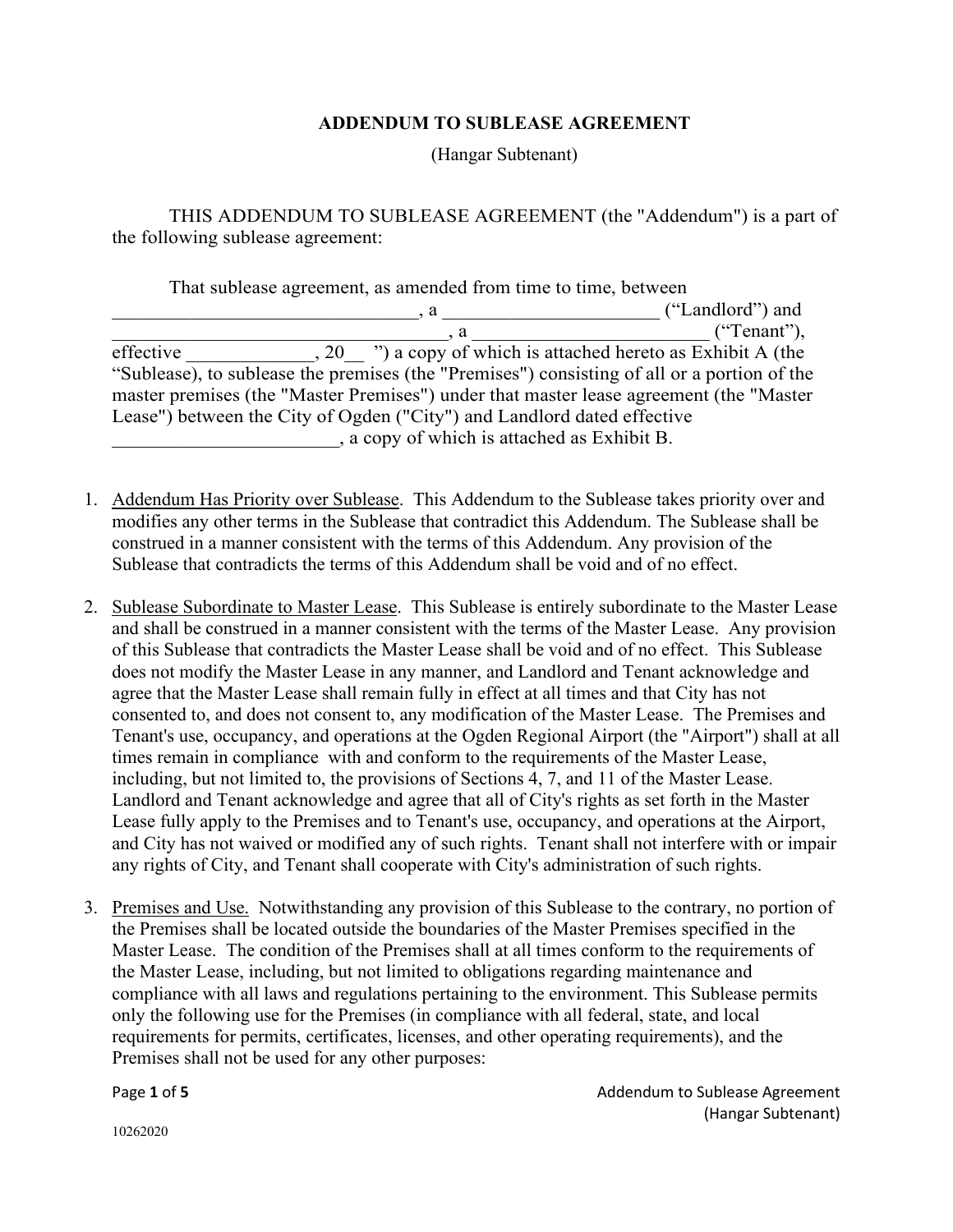**ADDENDUM TO SUBLEASE AGREEMENT**

(Hangar Subtenant)

THIS ADDENDUM TO SUBLEASE AGREEMENT (the "Addendum") is a part of the following sublease agreement:

That sublease agreement, as amended from time to time, between _______________________________, a _____________________ ("Landlord") and _________________________________, a ________________________ ("Tenant"), effective _____________, 20__ ") a copy of which is attached hereto as Exhibit A (the "Sublease), to sublease the premises (the "Premises") consisting of all or a portion of the master premises (the "Master Premises") under that master lease agreement (the "Master Lease") between the City of Ogden ("City") and Landlord dated effective _______________________, a copy of which is attached as Exhibit B.

1. Addendum Has Priority over Sublease. This Addendum to the Sublease takes priority over and modifies any other terms in the Sublease that contradict this Addendum. The Sublease shall be construed in a manner consistent with the terms of this Addendum. Any provision of the Sublease that contradicts the terms of this Addendum shall be void and of no effect.

2. Sublease Subordinate to Master Lease. This Sublease is entirely subordinate to the Master Lease and shall be construed in a manner consistent with the terms of the Master Lease. Any provision of this Sublease that contradicts the Master Lease shall be void and of no effect. This Sublease does not modify the Master Lease in any manner, and Landlord and Tenant acknowledge and agree that the Master Lease shall remain fully in effect at all times and that City has not consented to, and does not consent to, any modification of the Master Lease. The Premises and Tenant's use, occupancy, and operations at the Ogden Regional Airport (the "Airport") shall at all times remain in compliance with and conform to the requirements of the Master Lease, including, but not limited to, the provisions of Sections 4, 7, and 11 of the Master Lease. Landlord and Tenant acknowledge and agree that all of City's rights as set forth in the Master Lease fully apply to the Premises and to Tenant's use, occupancy, and operations at the Airport, and City has not waived or modified any of such rights. Tenant shall not interfere with or impair any rights of City, and Tenant shall cooperate with City's administration of such rights.

3. Premises and Use. Notwithstanding any provision of this Sublease to the contrary, no portion of the Premises shall be located outside the boundaries of the Master Premises specified in the Master Lease. The condition of the Premises shall at all times conform to the requirements of the Master Lease, including, but not limited to obligations regarding maintenance and compliance with all laws and regulations pertaining to the environment. This Sublease permits only the following use for the Premises (in compliance with all federal, state, and local requirements for permits, certificates, licenses, and other operating requirements), and the Premises shall not be used for any other purposes: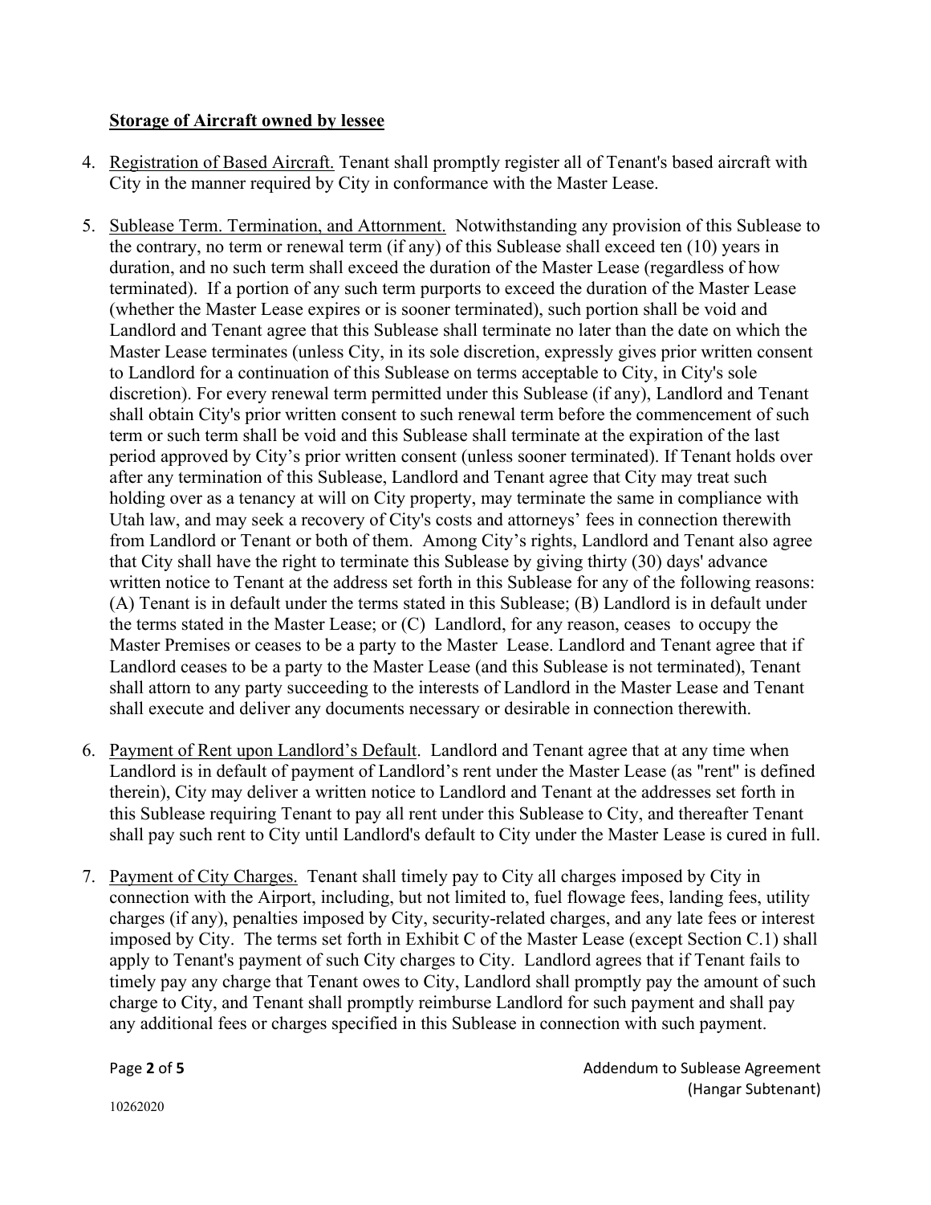**Storage of Aircraft owned by lessee**

4. Registration of Based Aircraft. Tenant shall promptly register all of Tenant's based aircraft with City in the manner required by City in conformance with the Master Lease.

5. Sublease Term. Termination, and Attornment. Notwithstanding any provision of this Sublease to the contrary, no term or renewal term (if any) of this Sublease shall exceed ten (10) years in duration, and no such term shall exceed the duration of the Master Lease (regardless of how terminated). If a portion of any such term purports to exceed the duration of the Master Lease (whether the Master Lease expires or is sooner terminated), such portion shall be void and Landlord and Tenant agree that this Sublease shall terminate no later than the date on which the Master Lease terminates (unless City, in its sole discretion, expressly gives prior written consent to Landlord for a continuation of this Sublease on terms acceptable to City, in City's sole discretion). For every renewal term permitted under this Sublease (if any), Landlord and Tenant shall obtain City's prior written consent to such renewal term before the commencement of such term or such term shall be void and this Sublease shall terminate at the expiration of the last period approved by City's prior written consent (unless sooner terminated). If Tenant holds over after any termination of this Sublease, Landlord and Tenant agree that City may treat such holding over as a tenancy at will on City property, may terminate the same in compliance with Utah law, and may seek a recovery of City's costs and attorneys' fees in connection therewith from Landlord or Tenant or both of them. Among City's rights, Landlord and Tenant also agree that City shall have the right to terminate this Sublease by giving thirty (30) days' advance written notice to Tenant at the address set forth in this Sublease for any of the following reasons: (A) Tenant is in default under the terms stated in this Sublease; (B) Landlord is in default under the terms stated in the Master Lease; or (C) Landlord, for any reason, ceases to occupy the Master Premises or ceases to be a party to the Master Lease. Landlord and Tenant agree that if Landlord ceases to be a party to the Master Lease (and this Sublease is not terminated), Tenant shall attorn to any party succeeding to the interests of Landlord in the Master Lease and Tenant shall execute and deliver any documents necessary or desirable in connection therewith.

6. Payment of Rent upon Landlord's Default. Landlord and Tenant agree that at any time when Landlord is in default of payment of Landlord's rent under the Master Lease (as "rent" is defined therein), City may deliver a written notice to Landlord and Tenant at the addresses set forth in this Sublease requiring Tenant to pay all rent under this Sublease to City, and thereafter Tenant shall pay such rent to City until Landlord's default to City under the Master Lease is cured in full.

7. Payment of City Charges. Tenant shall timely pay to City all charges imposed by City in connection with the Airport, including, but not limited to, fuel flowage fees, landing fees, utility charges (if any), penalties imposed by City, security-related charges, and any late fees or interest imposed by City. The terms set forth in Exhibit C of the Master Lease (except Section C.1) shall apply to Tenant's payment of such City charges to City. Landlord agrees that if Tenant fails to timely pay any charge that Tenant owes to City, Landlord shall promptly pay the amount of such charge to City, and Tenant shall promptly reimburse Landlord for such payment and shall pay any additional fees or charges specified in this Sublease in connection with such payment.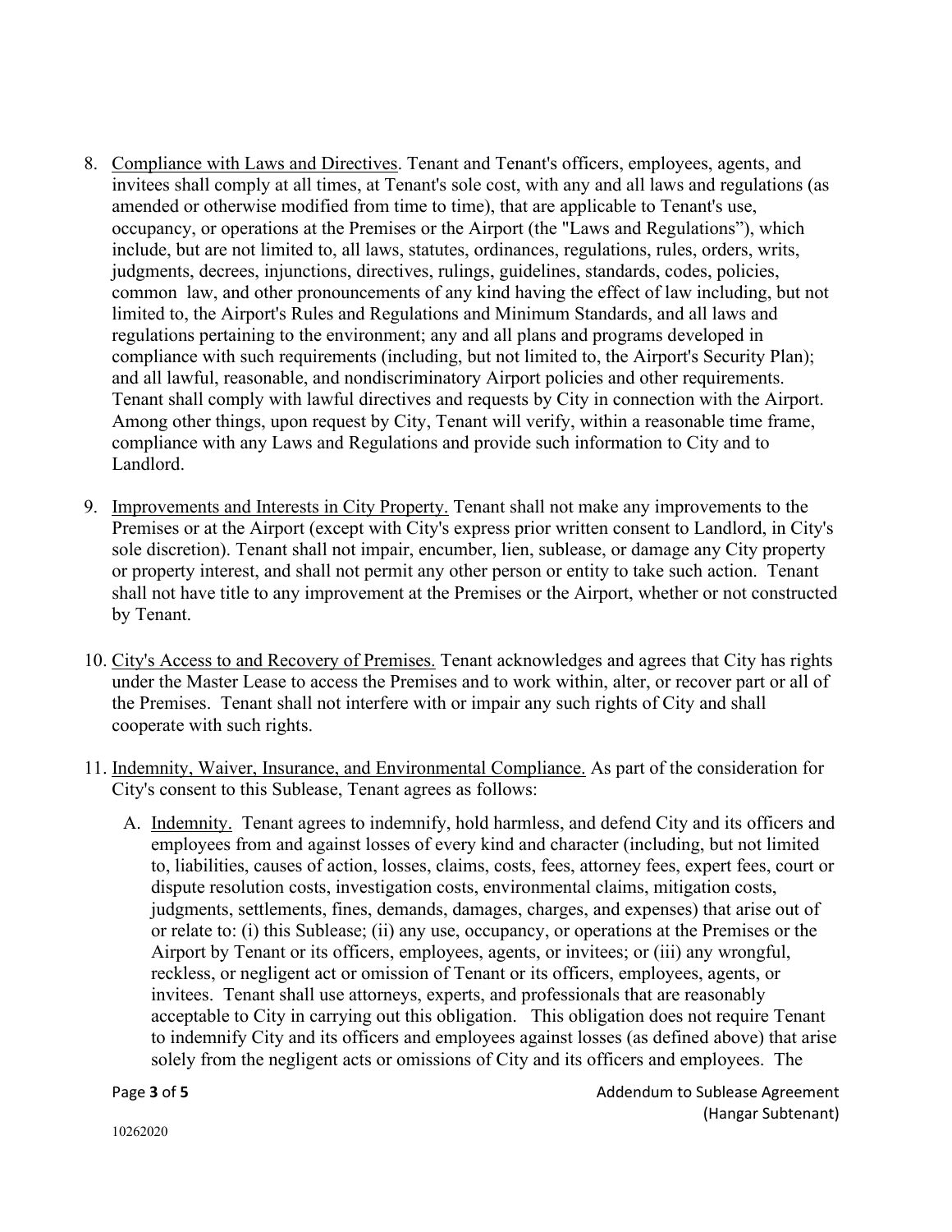8. <u>Compliance with Laws and Directives</u>. Tenant and Tenant's officers, employees, agents, and invitees shall comply at all times, at Tenant's sole cost, with any and all laws and regulations (as amended or otherwise modified from time to time), that are applicable to Tenant's use, occupancy, or operations at the Premises or the Airport (the "Laws and Regulations"), which include, but are not limited to, all laws, statutes, ordinances, regulations, rules, orders, writs, judgments, decrees, injunctions, directives, rulings, guidelines, standards, codes, policies, common law, and other pronouncements of any kind having the effect of law including, but not limited to, the Airport's Rules and Regulations and Minimum Standards, and all laws and regulations pertaining to the environment; any and all plans and programs developed in compliance with such requirements (including, but not limited to, the Airport's Security Plan); and all lawful, reasonable, and nondiscriminatory Airport policies and other requirements. Tenant shall comply with lawful directives and requests by City in connection with the Airport. Among other things, upon request by City, Tenant will verify, within a reasonable time frame, compliance with any Laws and Regulations and provide such information to City and to Landlord.

9. <u>Improvements and Interests in City Property.</u> Tenant shall not make any improvements to the Premises or at the Airport (except with City's express prior written consent to Landlord, in City's sole discretion). Tenant shall not impair, encumber, lien, sublease, or damage any City property or property interest, and shall not permit any other person or entity to take such action. Tenant shall not have title to any improvement at the Premises or the Airport, whether or not constructed by Tenant.

10. <u>City's Access to and Recovery of Premises.</u> Tenant acknowledges and agrees that City has rights under the Master Lease to access the Premises and to work within, alter, or recover part or all of the Premises. Tenant shall not interfere with or impair any such rights of City and shall cooperate with such rights.

11. <u>Indemnity, Waiver, Insurance, and Environmental Compliance.</u> As part of the consideration for City's consent to this Sublease, Tenant agrees as follows:

    A. <u>Indemnity.</u> Tenant agrees to indemnify, hold harmless, and defend City and its officers and employees from and against losses of every kind and character (including, but not limited to, liabilities, causes of action, losses, claims, costs, fees, attorney fees, expert fees, court or dispute resolution costs, investigation costs, environmental claims, mitigation costs, judgments, settlements, fines, demands, damages, charges, and expenses) that arise out of or relate to: (i) this Sublease; (ii) any use, occupancy, or operations at the Premises or the Airport by Tenant or its officers, employees, agents, or invitees; or (iii) any wrongful, reckless, or negligent act or omission of Tenant or its officers, employees, agents, or invitees. Tenant shall use attorneys, experts, and professionals that are reasonably acceptable to City in carrying out this obligation. This obligation does not require Tenant to indemnify City and its officers and employees against losses (as defined above) that arise solely from the negligent acts or omissions of City and its officers and employees. The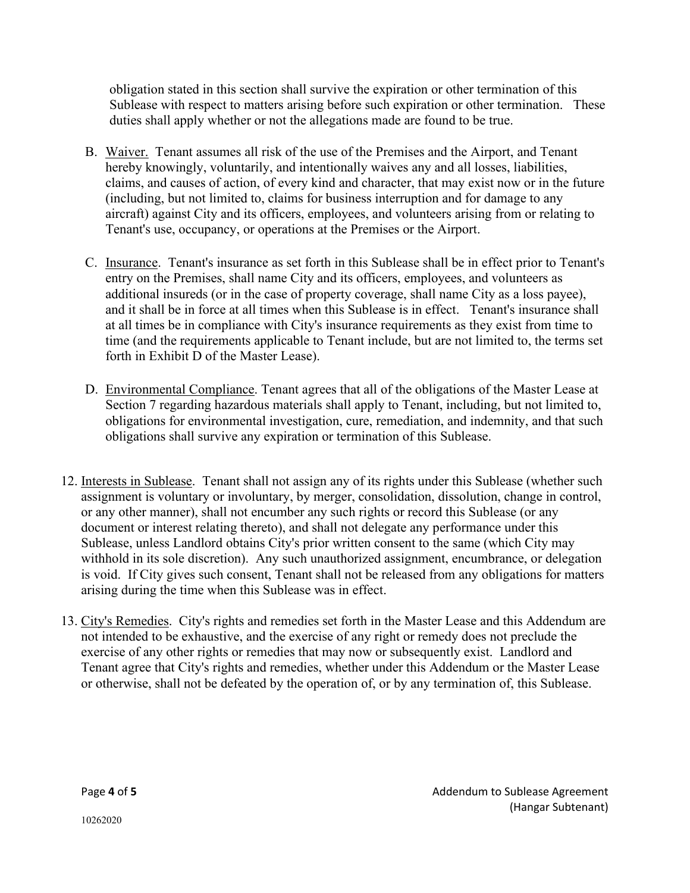obligation stated in this section shall survive the expiration or other termination of this Sublease with respect to matters arising before such expiration or other termination. These duties shall apply whether or not the allegations made are found to be true.

B. Waiver. Tenant assumes all risk of the use of the Premises and the Airport, and Tenant hereby knowingly, voluntarily, and intentionally waives any and all losses, liabilities, claims, and causes of action, of every kind and character, that may exist now or in the future (including, but not limited to, claims for business interruption and for damage to any aircraft) against City and its officers, employees, and volunteers arising from or relating to Tenant's use, occupancy, or operations at the Premises or the Airport.

C. Insurance. Tenant's insurance as set forth in this Sublease shall be in effect prior to Tenant's entry on the Premises, shall name City and its officers, employees, and volunteers as additional insureds (or in the case of property coverage, shall name City as a loss payee), and it shall be in force at all times when this Sublease is in effect. Tenant's insurance shall at all times be in compliance with City's insurance requirements as they exist from time to time (and the requirements applicable to Tenant include, but are not limited to, the terms set forth in Exhibit D of the Master Lease).

D. Environmental Compliance. Tenant agrees that all of the obligations of the Master Lease at Section 7 regarding hazardous materials shall apply to Tenant, including, but not limited to, obligations for environmental investigation, cure, remediation, and indemnity, and that such obligations shall survive any expiration or termination of this Sublease.

12. Interests in Sublease. Tenant shall not assign any of its rights under this Sublease (whether such assignment is voluntary or involuntary, by merger, consolidation, dissolution, change in control, or any other manner), shall not encumber any such rights or record this Sublease (or any document or interest relating thereto), and shall not delegate any performance under this Sublease, unless Landlord obtains City's prior written consent to the same (which City may withhold in its sole discretion). Any such unauthorized assignment, encumbrance, or delegation is void. If City gives such consent, Tenant shall not be released from any obligations for matters arising during the time when this Sublease was in effect.

13. City's Remedies. City's rights and remedies set forth in the Master Lease and this Addendum are not intended to be exhaustive, and the exercise of any right or remedy does not preclude the exercise of any other rights or remedies that may now or subsequently exist. Landlord and Tenant agree that City's rights and remedies, whether under this Addendum or the Master Lease or otherwise, shall not be defeated by the operation of, or by any termination of, this Sublease.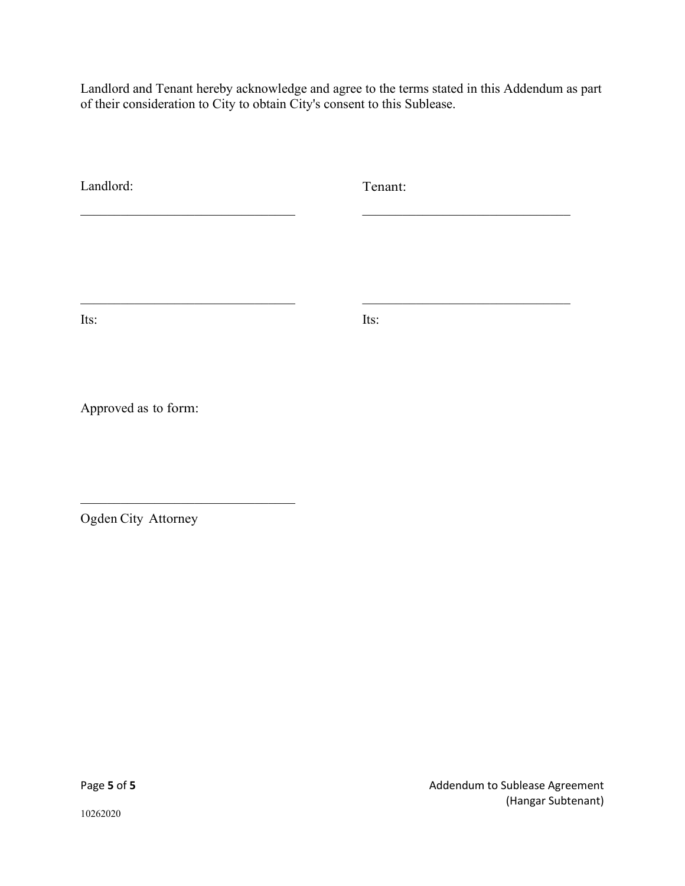Landlord and Tenant hereby acknowledge and agree to the terms stated in this Addendum as part of their consideration to City to obtain City's consent to this Sublease.

| Landlord: | Tenant: |
| --- | --- |
| \_\_\_\_\_\_\_\_\_\_\_\_\_\_\_\_\_\_\_\_\_\_\_\_\_\_\_\_\_\_\_\_ | \_\_\_\_\_\_\_\_\_\_\_\_\_\_\_\_\_\_\_\_\_\_\_\_\_\_\_\_\_\_\_\_ |
| \_\_\_\_\_\_\_\_\_\_\_\_\_\_\_\_\_\_\_\_\_\_\_\_\_\_\_\_\_\_\_\_ | \_\_\_\_\_\_\_\_\_\_\_\_\_\_\_\_\_\_\_\_\_\_\_\_\_\_\_\_\_\_\_\_ |
| Its: | Its: |

Approved as to form:

\_\_\_\_\_\_\_\_\_\_\_\_\_\_\_\_\_\_\_\_\_\_\_\_\_\_\_\_\_\_\_\_

Ogden City Attorney

10262020